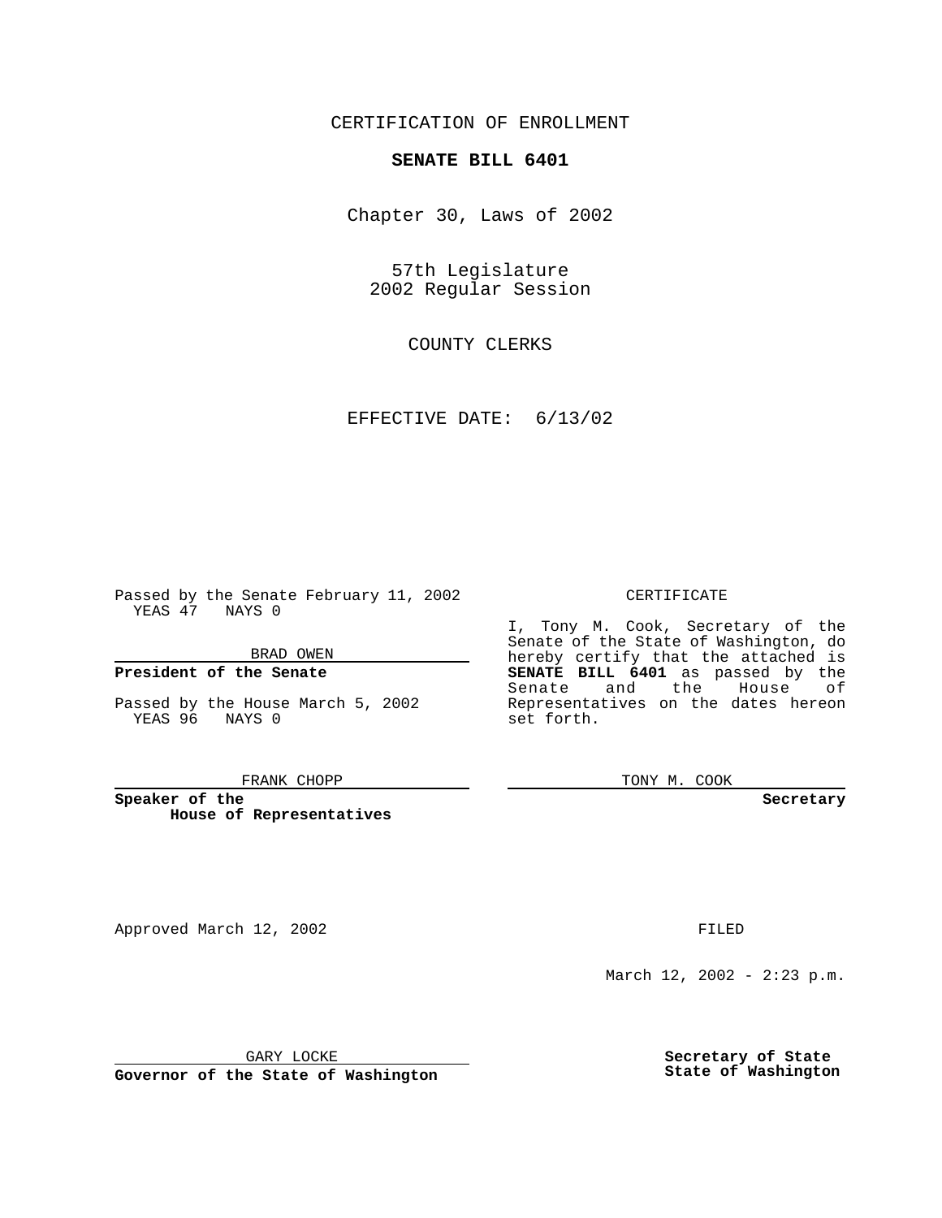CERTIFICATION OF ENROLLMENT

**SENATE BILL 6401**

Chapter 30, Laws of 2002

57th Legislature
2002 Regular Session

COUNTY CLERKS

EFFECTIVE DATE: 6/13/02

Passed by the Senate February 11, 2002
YEAS 47 NAYS 0

BRAD OWEN

**President of the Senate**

Passed by the House March 5, 2002
YEAS 96 NAYS 0

FRANK CHOPP

**Speaker of the House of Representatives**

CERTIFICATE

I, Tony M. Cook, Secretary of the Senate of the State of Washington, do hereby certify that the attached is **SENATE BILL 6401** as passed by the Senate and the House of Representatives on the dates hereon set forth.

TONY M. COOK

**Secretary**

Approved March 12, 2002

GARY LOCKE

**Governor of the State of Washington**

FILED

March 12, 2002 - 2:23 p.m.

**Secretary of State**
**State of Washington**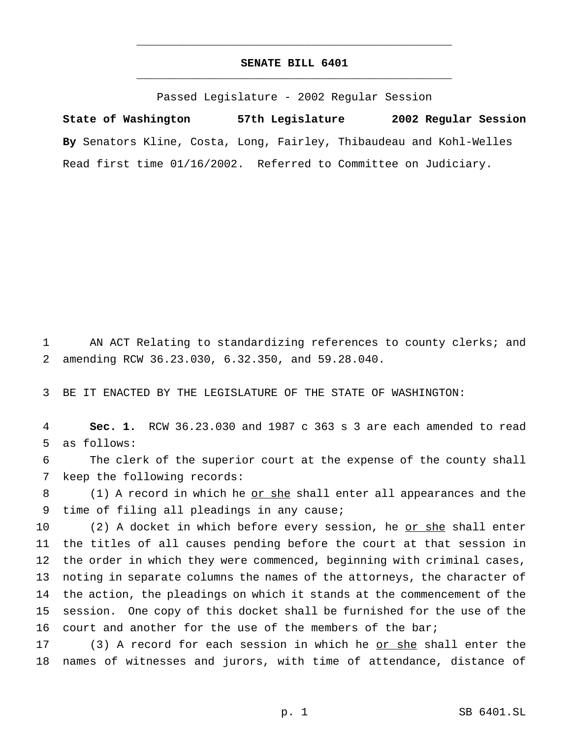# SENATE BILL 6401

Passed Legislature - 2002 Regular Session

**State of Washington 57th Legislature 2002 Regular Session**

**By** Senators Kline, Costa, Long, Fairley, Thibaudeau and Kohl-Welles

Read first time 01/16/2002. Referred to Committee on Judiciary.

1 AN ACT Relating to standardizing references to county clerks; and
2 amending RCW 36.23.030, 6.32.350, and 59.28.040.

3 BE IT ENACTED BY THE LEGISLATURE OF THE STATE OF WASHINGTON:

4 **Sec. 1.** RCW 36.23.030 and 1987 c 363 s 3 are each amended to read
5 as follows:

6 The clerk of the superior court at the expense of the county shall
7 keep the following records:

8 (1) A record in which he <u>or she</u> shall enter all appearances and the
9 time of filing all pleadings in any cause;

10 (2) A docket in which before every session, he <u>or she</u> shall enter
11 the titles of all causes pending before the court at that session in
12 the order in which they were commenced, beginning with criminal cases,
13 noting in separate columns the names of the attorneys, the character of
14 the action, the pleadings on which it stands at the commencement of the
15 session. One copy of this docket shall be furnished for the use of the
16 court and another for the use of the members of the bar;

17 (3) A record for each session in which he <u>or she</u> shall enter the
18 names of witnesses and jurors, with time of attendance, distance of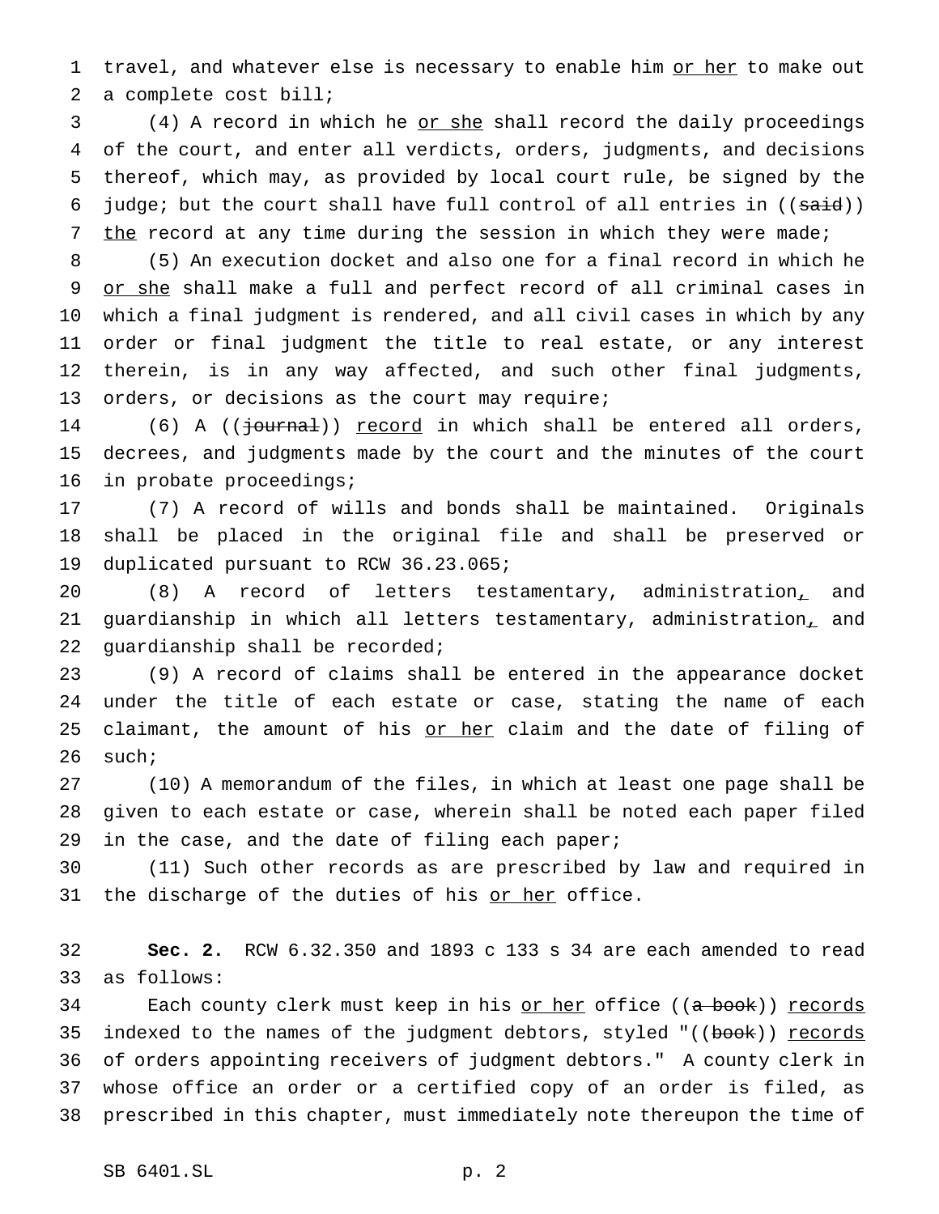travel, and whatever else is necessary to enable him <u>or her</u> to make out a complete cost bill;

(4) A record in which he <u>or she</u> shall record the daily proceedings of the court, and enter all verdicts, orders, judgments, and decisions thereof, which may, as provided by local court rule, be signed by the judge; but the court shall have full control of all entries in ((~~said~~)) <u>the</u> record at any time during the session in which they were made;

(5) An execution docket and also one for a final record in which he <u>or she</u> shall make a full and perfect record of all criminal cases in which a final judgment is rendered, and all civil cases in which by any order or final judgment the title to real estate, or any interest therein, is in any way affected, and such other final judgments, orders, or decisions as the court may require;

(6) A ((~~journal~~)) <u>record</u> in which shall be entered all orders, decrees, and judgments made by the court and the minutes of the court in probate proceedings;

(7) A record of wills and bonds shall be maintained. Originals shall be placed in the original file and shall be preserved or duplicated pursuant to RCW 36.23.065;

(8) A record of letters testamentary, administration<u>,</u> and guardianship in which all letters testamentary, administration<u>,</u> and guardianship shall be recorded;

(9) A record of claims shall be entered in the appearance docket under the title of each estate or case, stating the name of each claimant, the amount of his <u>or her</u> claim and the date of filing of such;

(10) A memorandum of the files, in which at least one page shall be given to each estate or case, wherein shall be noted each paper filed in the case, and the date of filing each paper;

(11) Such other records as are prescribed by law and required in the discharge of the duties of his <u>or her</u> office.

**Sec. 2.** RCW 6.32.350 and 1893 c 133 s 34 are each amended to read as follows:

Each county clerk must keep in his <u>or her</u> office ((~~a book~~)) <u>records</u> indexed to the names of the judgment debtors, styled "((~~book~~)) <u>records</u> of orders appointing receivers of judgment debtors." A county clerk in whose office an order or a certified copy of an order is filed, as prescribed in this chapter, must immediately note thereupon the time of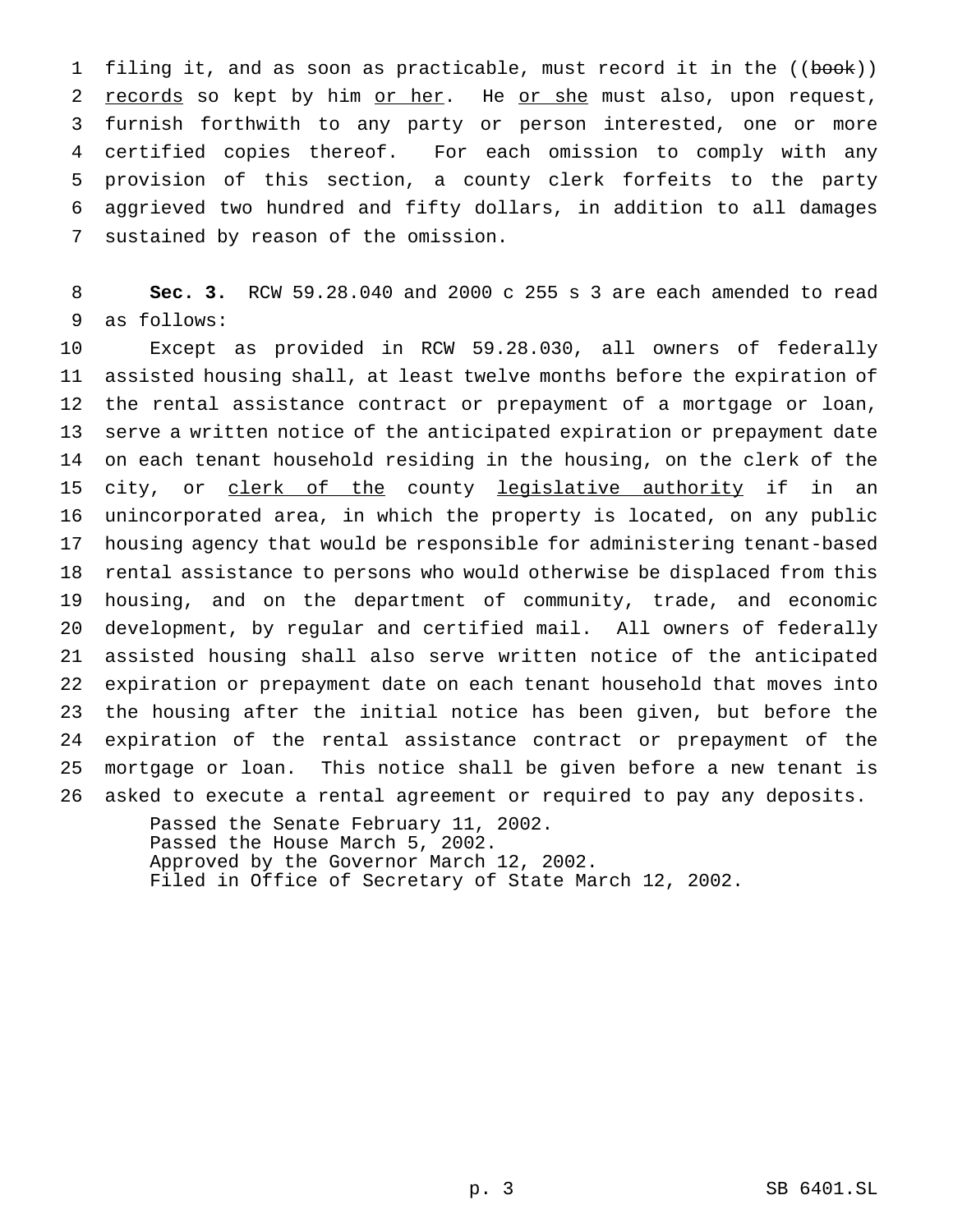filing it, and as soon as practicable, must record it in the ((~~book~~)) <u>records</u> so kept by him <u>or her</u>. He <u>or she</u> must also, upon request, furnish forthwith to any party or person interested, one or more certified copies thereof. For each omission to comply with any provision of this section, a county clerk forfeits to the party aggrieved two hundred and fifty dollars, in addition to all damages sustained by reason of the omission.

**Sec. 3.** RCW 59.28.040 and 2000 c 255 s 3 are each amended to read as follows:

Except as provided in RCW 59.28.030, all owners of federally assisted housing shall, at least twelve months before the expiration of the rental assistance contract or prepayment of a mortgage or loan, serve a written notice of the anticipated expiration or prepayment date on each tenant household residing in the housing, on the clerk of the city, or <u>clerk of the</u> county <u>legislative authority</u> if in an unincorporated area, in which the property is located, on any public housing agency that would be responsible for administering tenant-based rental assistance to persons who would otherwise be displaced from this housing, and on the department of community, trade, and economic development, by regular and certified mail. All owners of federally assisted housing shall also serve written notice of the anticipated expiration or prepayment date on each tenant household that moves into the housing after the initial notice has been given, but before the expiration of the rental assistance contract or prepayment of the mortgage or loan. This notice shall be given before a new tenant is asked to execute a rental agreement or required to pay any deposits.

Passed the Senate February 11, 2002.
Passed the House March 5, 2002.
Approved by the Governor March 12, 2002.
Filed in Office of Secretary of State March 12, 2002.